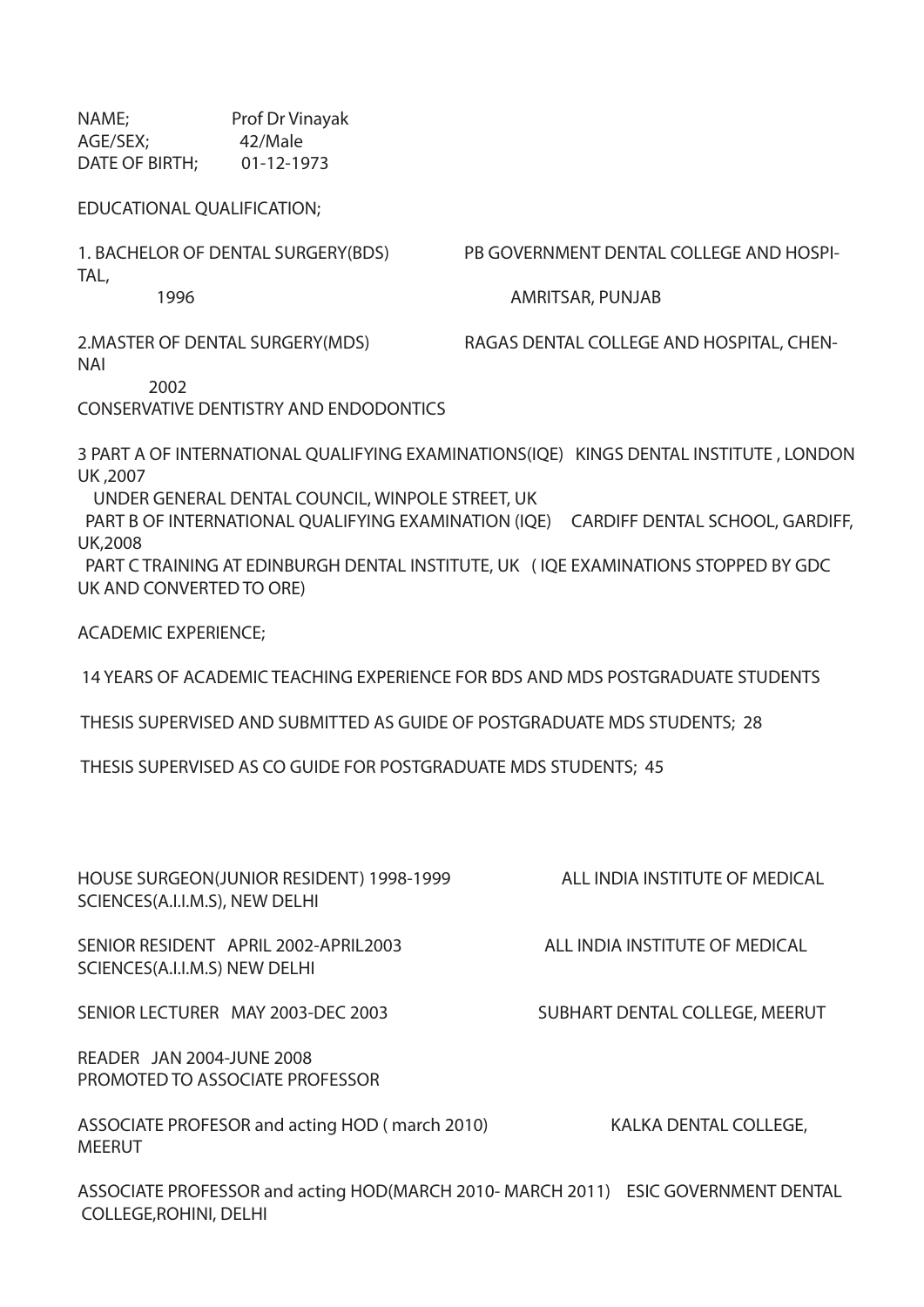NAME; Prof Dr Vinayak
AGE/SEX; 42/Male
DATE OF BIRTH; 01-12-1973

EDUCATIONAL QUALIFICATION;

1. BACHELOR OF DENTAL SURGERY(BDS) PB GOVERNMENT DENTAL COLLEGE AND HOSPITAL, 1996 AMRITSAR, PUNJAB

2.MASTER OF DENTAL SURGERY(MDS) RAGAS DENTAL COLLEGE AND HOSPITAL, CHENNAI 2002
CONSERVATIVE DENTISTRY AND ENDODONTICS

3 PART A OF INTERNATIONAL QUALIFYING EXAMINATIONS(IQE) KINGS DENTAL INSTITUTE , LONDON UK ,2007
UNDER GENERAL DENTAL COUNCIL, WINPOLE STREET, UK
PART B OF INTERNATIONAL QUALIFYING EXAMINATION (IQE) CARDIFF DENTAL SCHOOL, GARDIFF, UK,2008
PART C TRAINING AT EDINBURGH DENTAL INSTITUTE, UK ( IQE EXAMINATIONS STOPPED BY GDC UK AND CONVERTED TO ORE)

ACADEMIC EXPERIENCE;

14 YEARS OF ACADEMIC TEACHING EXPERIENCE FOR BDS AND MDS POSTGRADUATE STUDENTS

THESIS SUPERVISED AND SUBMITTED AS GUIDE OF POSTGRADUATE MDS STUDENTS; 28

THESIS SUPERVISED AS CO GUIDE FOR POSTGRADUATE MDS STUDENTS; 45

HOUSE SURGEON(JUNIOR RESIDENT) 1998-1999 ALL INDIA INSTITUTE OF MEDICAL SCIENCES(A.I.I.M.S), NEW DELHI

SENIOR RESIDENT APRIL 2002-APRIL2003 ALL INDIA INSTITUTE OF MEDICAL SCIENCES(A.I.I.M.S) NEW DELHI

SENIOR LECTURER MAY 2003-DEC 2003 SUBHART DENTAL COLLEGE, MEERUT

READER JAN 2004-JUNE 2008
PROMOTED TO ASSOCIATE PROFESSOR

ASSOCIATE PROFESOR and acting HOD ( march 2010) KALKA DENTAL COLLEGE, MEERUT

ASSOCIATE PROFESSOR and acting HOD(MARCH 2010- MARCH 2011) ESIC GOVERNMENT DENTAL COLLEGE,ROHINI, DELHI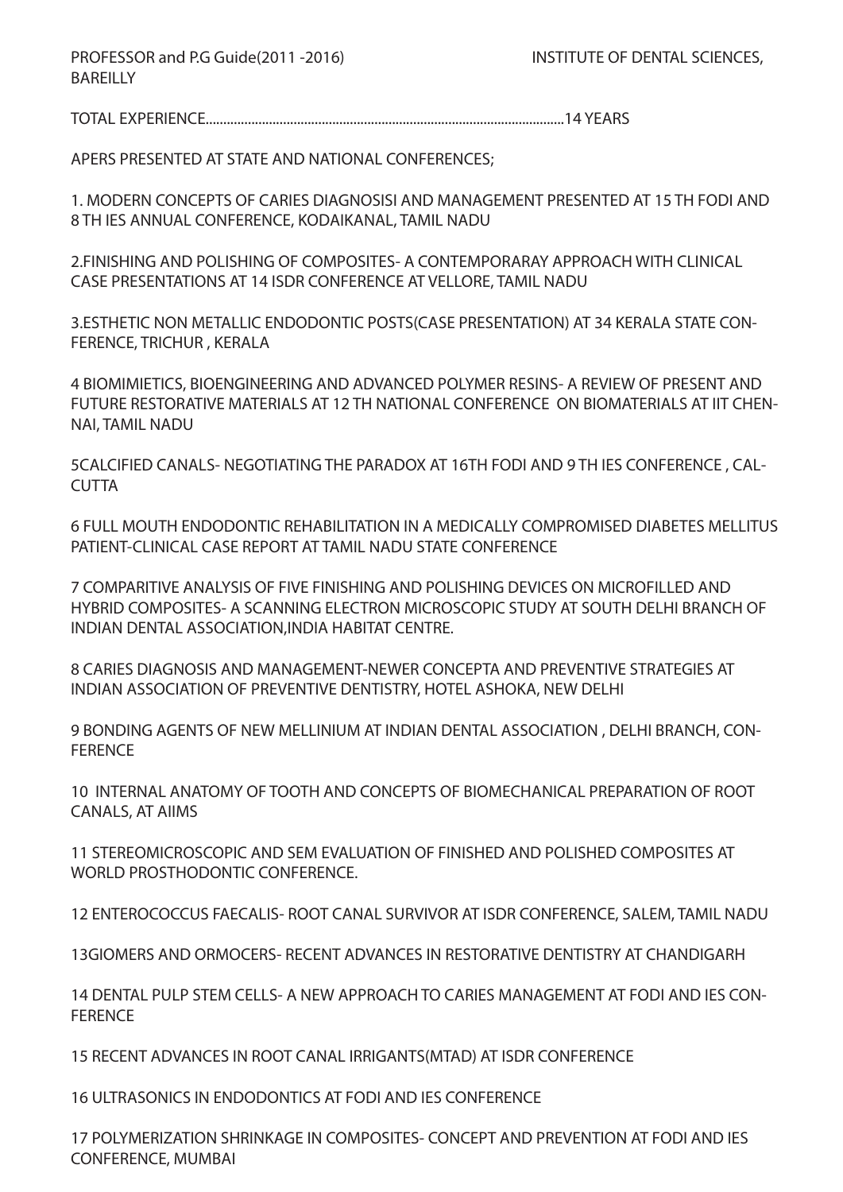PROFESSOR and P.G Guide(2011 -2016) INSTITUTE OF DENTAL SCIENCES, BAREILLY

TOTAL EXPERIENCE.....................................................................................................14 YEARS

APERS PRESENTED AT STATE AND NATIONAL CONFERENCES;

1. MODERN CONCEPTS OF CARIES DIAGNOSISI AND MANAGEMENT PRESENTED AT 15 TH FODI AND 8 TH IES ANNUAL CONFERENCE, KODAIKANAL, TAMIL NADU

2.FINISHING AND POLISHING OF COMPOSITES- A CONTEMPORARAY APPROACH WITH CLINICAL CASE PRESENTATIONS AT 14 ISDR CONFERENCE AT VELLORE, TAMIL NADU

3.ESTHETIC NON METALLIC ENDODONTIC POSTS(CASE PRESENTATION) AT 34 KERALA STATE CONFERENCE, TRICHUR , KERALA

4 BIOMIMIETICS, BIOENGINEERING AND ADVANCED POLYMER RESINS- A REVIEW OF PRESENT AND FUTURE RESTORATIVE MATERIALS AT 12 TH NATIONAL CONFERENCE ON BIOMATERIALS AT IIT CHENNAI, TAMIL NADU

5CALCIFIED CANALS- NEGOTIATING THE PARADOX AT 16TH FODI AND 9 TH IES CONFERENCE , CALCUTTA

6 FULL MOUTH ENDODONTIC REHABILITATION IN A MEDICALLY COMPROMISED DIABETES MELLITUS PATIENT-CLINICAL CASE REPORT AT TAMIL NADU STATE CONFERENCE

7 COMPARITIVE ANALYSIS OF FIVE FINISHING AND POLISHING DEVICES ON MICROFILLED AND HYBRID COMPOSITES- A SCANNING ELECTRON MICROSCOPIC STUDY AT SOUTH DELHI BRANCH OF INDIAN DENTAL ASSOCIATION,INDIA HABITAT CENTRE.

8 CARIES DIAGNOSIS AND MANAGEMENT-NEWER CONCEPTA AND PREVENTIVE STRATEGIES AT INDIAN ASSOCIATION OF PREVENTIVE DENTISTRY, HOTEL ASHOKA, NEW DELHI

9 BONDING AGENTS OF NEW MELLINIUM AT INDIAN DENTAL ASSOCIATION , DELHI BRANCH, CONFERENCE

10 INTERNAL ANATOMY OF TOOTH AND CONCEPTS OF BIOMECHANICAL PREPARATION OF ROOT CANALS, AT AIIMS

11 STEREOMICROSCOPIC AND SEM EVALUATION OF FINISHED AND POLISHED COMPOSITES AT WORLD PROSTHODONTIC CONFERENCE.

12 ENTEROCOCCUS FAECALIS- ROOT CANAL SURVIVOR AT ISDR CONFERENCE, SALEM, TAMIL NADU

13GIOMERS AND ORMOCERS- RECENT ADVANCES IN RESTORATIVE DENTISTRY AT CHANDIGARH

14 DENTAL PULP STEM CELLS- A NEW APPROACH TO CARIES MANAGEMENT AT FODI AND IES CONFERENCE

15 RECENT ADVANCES IN ROOT CANAL IRRIGANTS(MTAD) AT ISDR CONFERENCE

16 ULTRASONICS IN ENDODONTICS AT FODI AND IES CONFERENCE

17 POLYMERIZATION SHRINKAGE IN COMPOSITES- CONCEPT AND PREVENTION AT FODI AND IES CONFERENCE, MUMBAI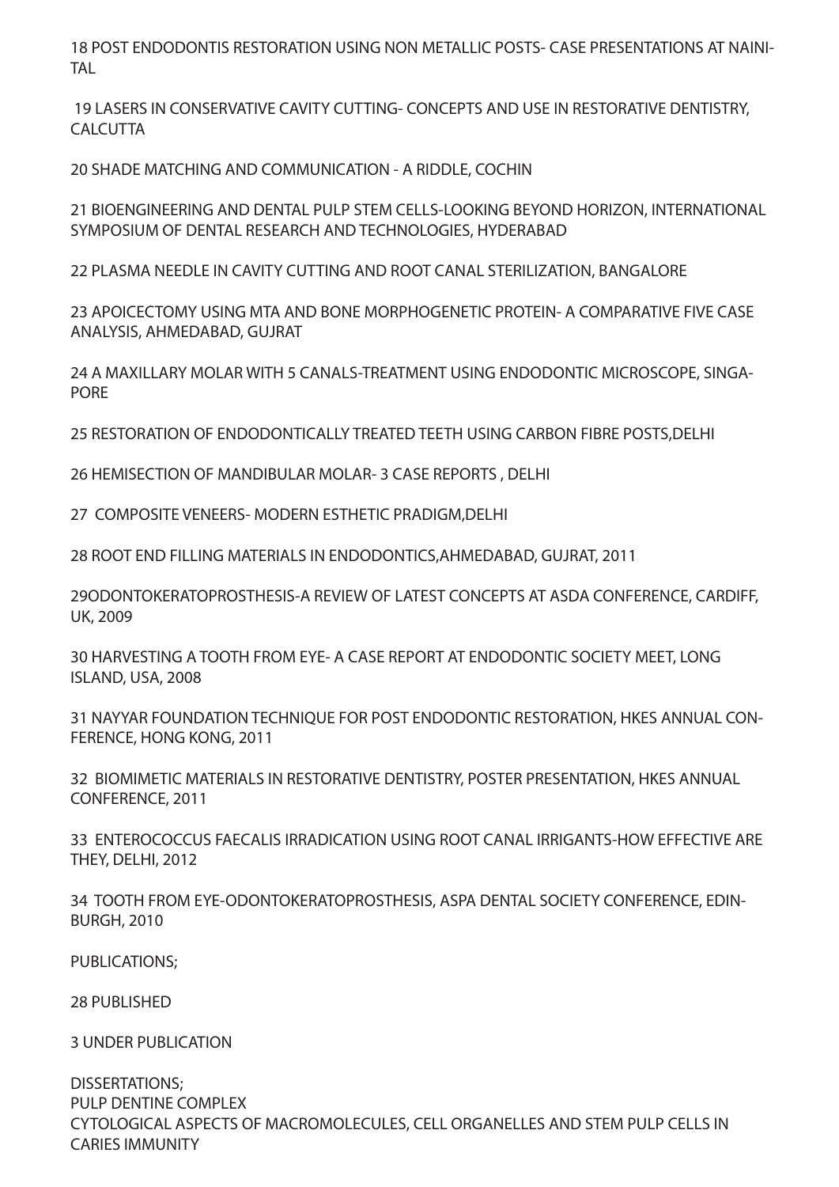18 POST ENDODONTIS RESTORATION USING NON METALLIC POSTS- CASE PRESENTATIONS AT NAINITAL

19 LASERS IN CONSERVATIVE CAVITY CUTTING- CONCEPTS AND USE IN RESTORATIVE DENTISTRY, CALCUTTA

20 SHADE MATCHING AND COMMUNICATION - A RIDDLE, COCHIN

21 BIOENGINEERING AND DENTAL PULP STEM CELLS-LOOKING BEYOND HORIZON, INTERNATIONAL SYMPOSIUM OF DENTAL RESEARCH AND TECHNOLOGIES, HYDERABAD

22 PLASMA NEEDLE IN CAVITY CUTTING AND ROOT CANAL STERILIZATION, BANGALORE

23 APOICECTOMY USING MTA AND BONE MORPHOGENETIC PROTEIN- A COMPARATIVE FIVE CASE ANALYSIS, AHMEDABAD, GUJRAT

24 A MAXILLARY MOLAR WITH 5 CANALS-TREATMENT USING ENDODONTIC MICROSCOPE, SINGAPORE

25 RESTORATION OF ENDODONTICALLY TREATED TEETH USING CARBON FIBRE POSTS,DELHI

26 HEMISECTION OF MANDIBULAR MOLAR- 3 CASE REPORTS , DELHI

27 COMPOSITE VENEERS- MODERN ESTHETIC PRADIGM,DELHI

28 ROOT END FILLING MATERIALS IN ENDODONTICS,AHMEDABAD, GUJRAT, 2011

29ODONTOKERATOPROSTHESIS-A REVIEW OF LATEST CONCEPTS AT ASDA CONFERENCE, CARDIFF, UK, 2009

30 HARVESTING A TOOTH FROM EYE- A CASE REPORT AT ENDODONTIC SOCIETY MEET, LONG ISLAND, USA, 2008

31 NAYYAR FOUNDATION TECHNIQUE FOR POST ENDODONTIC RESTORATION, HKES ANNUAL CONFERENCE, HONG KONG, 2011

32 BIOMIMETIC MATERIALS IN RESTORATIVE DENTISTRY, POSTER PRESENTATION, HKES ANNUAL CONFERENCE, 2011

33 ENTEROCOCCUS FAECALIS IRRADICATION USING ROOT CANAL IRRIGANTS-HOW EFFECTIVE ARE THEY, DELHI, 2012

34 TOOTH FROM EYE-ODONTOKERATOPROSTHESIS, ASPA DENTAL SOCIETY CONFERENCE, EDINBURGH, 2010

PUBLICATIONS;

28 PUBLISHED

3 UNDER PUBLICATION

DISSERTATIONS;
PULP DENTINE COMPLEX
CYTOLOGICAL ASPECTS OF MACROMOLECULES, CELL ORGANELLES AND STEM PULP CELLS IN CARIES IMMUNITY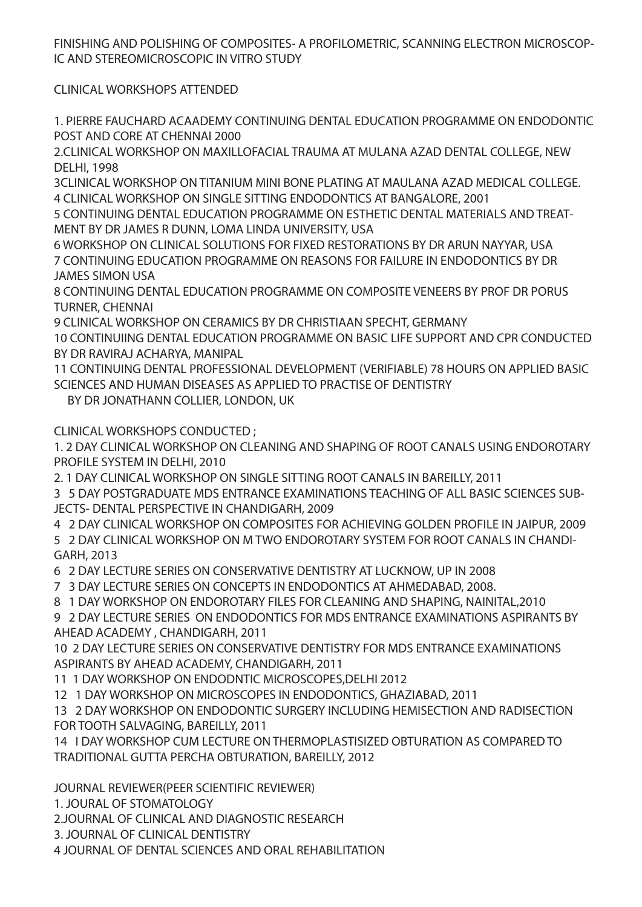FINISHING AND POLISHING OF COMPOSITES- A PROFILOMETRIC, SCANNING ELECTRON MICROSCOPIC AND STEREOMICROSCOPIC IN VITRO STUDY

CLINICAL WORKSHOPS ATTENDED

1. PIERRE FAUCHARD ACAADEMY CONTINUING DENTAL EDUCATION PROGRAMME ON ENDODONTIC POST AND CORE AT CHENNAI 2000
2.CLINICAL WORKSHOP ON MAXILLOFACIAL TRAUMA AT MULANA AZAD DENTAL COLLEGE, NEW DELHI, 1998
3CLINICAL WORKSHOP ON TITANIUM MINI BONE PLATING AT MAULANA AZAD MEDICAL COLLEGE.
4 CLINICAL WORKSHOP ON SINGLE SITTING ENDODONTICS AT BANGALORE, 2001
5 CONTINUING DENTAL EDUCATION PROGRAMME ON ESTHETIC DENTAL MATERIALS AND TREATMENT BY DR JAMES R DUNN, LOMA LINDA UNIVERSITY, USA
6 WORKSHOP ON CLINICAL SOLUTIONS FOR FIXED RESTORATIONS BY DR ARUN NAYYAR, USA
7 CONTINUING EDUCATION PROGRAMME ON REASONS FOR FAILURE IN ENDODONTICS BY DR JAMES SIMON USA
8 CONTINUING DENTAL EDUCATION PROGRAMME ON COMPOSITE VENEERS BY PROF DR PORUS TURNER, CHENNAI
9 CLINICAL WORKSHOP ON CERAMICS BY DR CHRISTIAAN SPECHT, GERMANY
10 CONTINUIING DENTAL EDUCATION PROGRAMME ON BASIC LIFE SUPPORT AND CPR CONDUCTED BY DR RAVIRAJ ACHARYA, MANIPAL
11 CONTINUING DENTAL PROFESSIONAL DEVELOPMENT (VERIFIABLE) 78 HOURS ON APPLIED BASIC SCIENCES AND HUMAN DISEASES AS APPLIED TO PRACTISE OF DENTISTRY BY DR JONATHANN COLLIER, LONDON, UK

CLINICAL WORKSHOPS CONDUCTED ;

1. 2 DAY CLINICAL WORKSHOP ON CLEANING AND SHAPING OF ROOT CANALS USING ENDOROTARY PROFILE SYSTEM IN DELHI, 2010
2. 1 DAY CLINICAL WORKSHOP ON SINGLE SITTING ROOT CANALS IN BAREILLY, 2011
3 5 DAY POSTGRADUATE MDS ENTRANCE EXAMINATIONS TEACHING OF ALL BASIC SCIENCES SUBJECTS- DENTAL PERSPECTIVE IN CHANDIGARH, 2009
4 2 DAY CLINICAL WORKSHOP ON COMPOSITES FOR ACHIEVING GOLDEN PROFILE IN JAIPUR, 2009
5 2 DAY CLINICAL WORKSHOP ON M TWO ENDOROTARY SYSTEM FOR ROOT CANALS IN CHANDIGARH, 2013
6 2 DAY LECTURE SERIES ON CONSERVATIVE DENTISTRY AT LUCKNOW, UP IN 2008
7 3 DAY LECTURE SERIES ON CONCEPTS IN ENDODONTICS AT AHMEDABAD, 2008.
8 1 DAY WORKSHOP ON ENDOROTARY FILES FOR CLEANING AND SHAPING, NAINITAL,2010
9 2 DAY LECTURE SERIES ON ENDODONTICS FOR MDS ENTRANCE EXAMINATIONS ASPIRANTS BY AHEAD ACADEMY , CHANDIGARH, 2011
10 2 DAY LECTURE SERIES ON CONSERVATIVE DENTISTRY FOR MDS ENTRANCE EXAMINATIONS ASPIRANTS BY AHEAD ACADEMY, CHANDIGARH, 2011
11 1 DAY WORKSHOP ON ENDODNTIC MICROSCOPES,DELHI 2012
12 1 DAY WORKSHOP ON MICROSCOPES IN ENDODONTICS, GHAZIABAD, 2011
13 2 DAY WORKSHOP ON ENDODONTIC SURGERY INCLUDING HEMISECTION AND RADISECTION FOR TOOTH SALVAGING, BAREILLY, 2011
14 I DAY WORKSHOP CUM LECTURE ON THERMOPLASTISIZED OBTURATION AS COMPARED TO TRADITIONAL GUTTA PERCHA OBTURATION, BAREILLY, 2012

JOURNAL REVIEWER(PEER SCIENTIFIC REVIEWER)

1. JOURAL OF STOMATOLOGY
2.JOURNAL OF CLINICAL AND DIAGNOSTIC RESEARCH
3. JOURNAL OF CLINICAL DENTISTRY
4 JOURNAL OF DENTAL SCIENCES AND ORAL REHABILITATION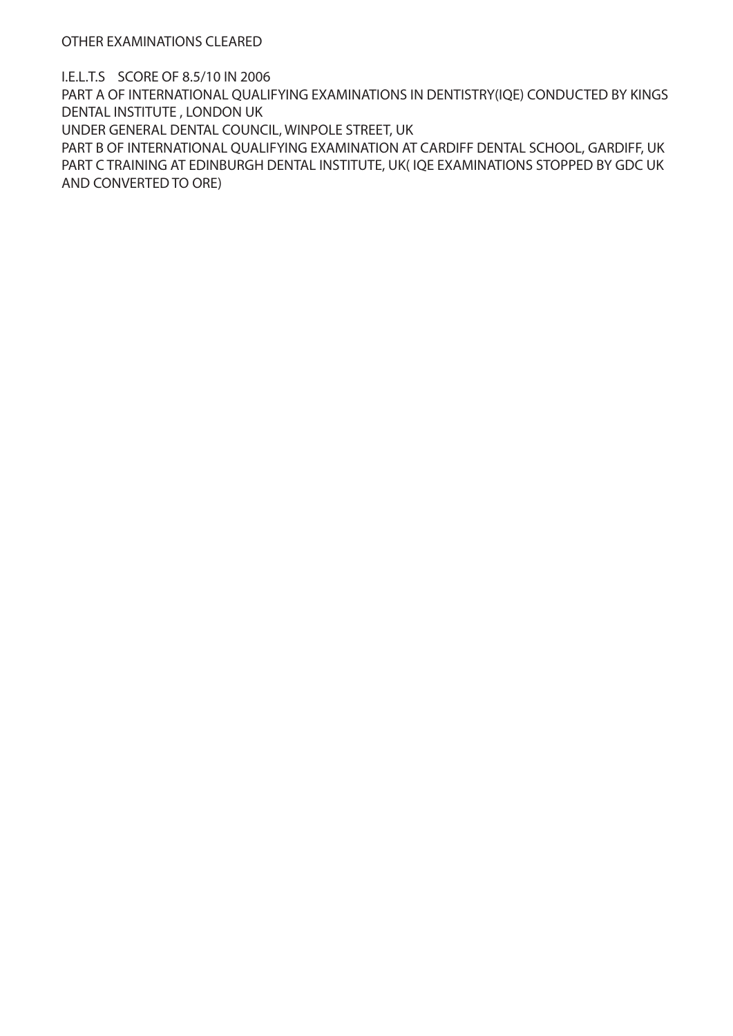OTHER EXAMINATIONS CLEARED

I.E.L.T.S SCORE OF 8.5/10 IN 2006

PART A OF INTERNATIONAL QUALIFYING EXAMINATIONS IN DENTISTRY(IQE) CONDUCTED BY KINGS DENTAL INSTITUTE , LONDON UK

UNDER GENERAL DENTAL COUNCIL, WINPOLE STREET, UK

PART B OF INTERNATIONAL QUALIFYING EXAMINATION AT CARDIFF DENTAL SCHOOL, GARDIFF, UK

PART C TRAINING AT EDINBURGH DENTAL INSTITUTE, UK( IQE EXAMINATIONS STOPPED BY GDC UK AND CONVERTED TO ORE)